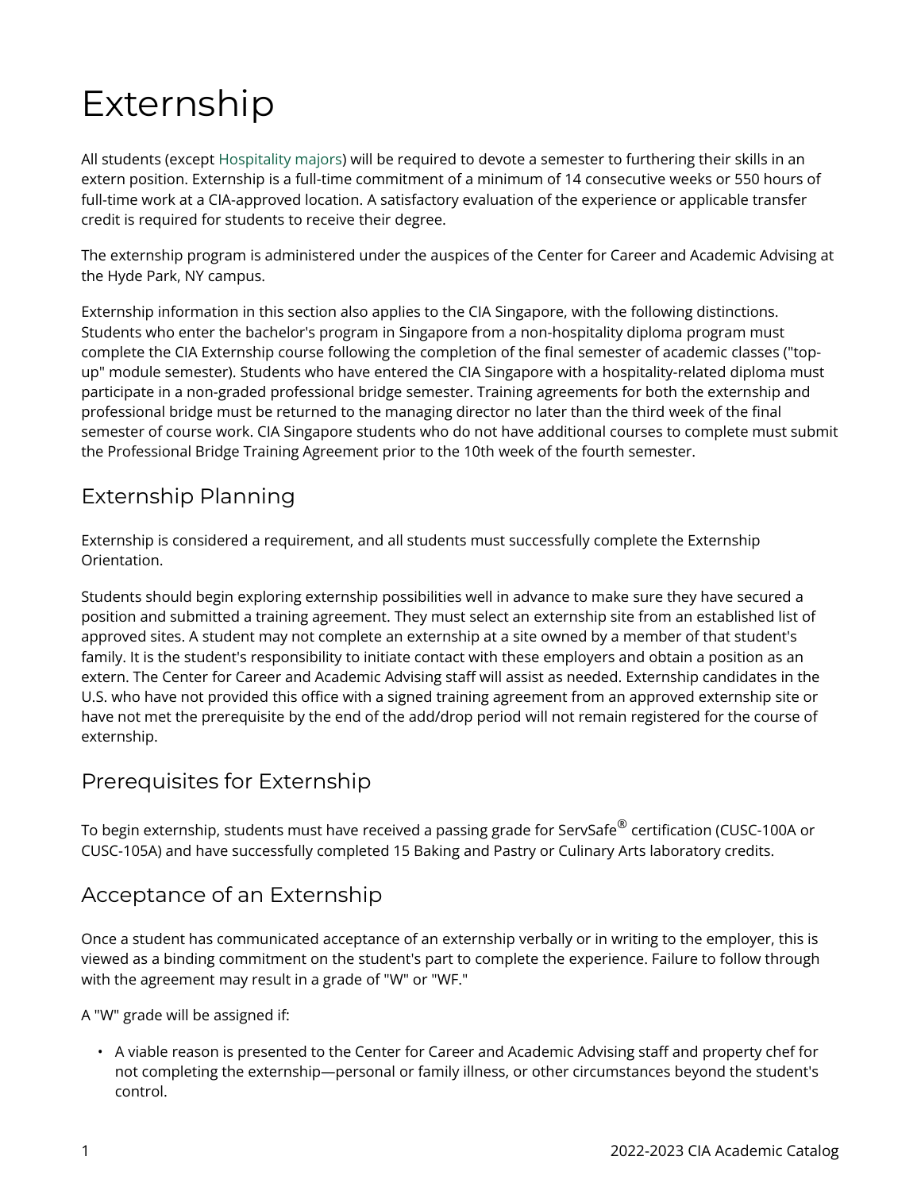# Externship

All students (except Hospitality majors) will be required to devote a semester to furthering their skills in an extern position. Externship is a full-time commitment of a minimum of 14 consecutive weeks or 550 hours of full-time work at a CIA-approved location. A satisfactory evaluation of the experience or applicable transfer credit is required for students to receive their degree.

The externship program is administered under the auspices of the Center for Career and Academic Advising at the Hyde Park, NY campus.

Externship information in this section also applies to the CIA Singapore, with the following distinctions. Students who enter the bachelor's program in Singapore from a non-hospitality diploma program must complete the CIA Externship course following the completion of the final semester of academic classes ("top-up" module semester). Students who have entered the CIA Singapore with a hospitality-related diploma must participate in a non-graded professional bridge semester. Training agreements for both the externship and professional bridge must be returned to the managing director no later than the third week of the final semester of course work. CIA Singapore students who do not have additional courses to complete must submit the Professional Bridge Training Agreement prior to the 10th week of the fourth semester.

## Externship Planning

Externship is considered a requirement, and all students must successfully complete the Externship Orientation.

Students should begin exploring externship possibilities well in advance to make sure they have secured a position and submitted a training agreement. They must select an externship site from an established list of approved sites. A student may not complete an externship at a site owned by a member of that student's family. It is the student's responsibility to initiate contact with these employers and obtain a position as an extern. The Center for Career and Academic Advising staff will assist as needed. Externship candidates in the U.S. who have not provided this office with a signed training agreement from an approved externship site or have not met the prerequisite by the end of the add/drop period will not remain registered for the course of externship.

## Prerequisites for Externship

To begin externship, students must have received a passing grade for ServSafe® certification (CUSC-100A or CUSC-105A) and have successfully completed 15 Baking and Pastry or Culinary Arts laboratory credits.

## Acceptance of an Externship

Once a student has communicated acceptance of an externship verbally or in writing to the employer, this is viewed as a binding commitment on the student's part to complete the experience. Failure to follow through with the agreement may result in a grade of "W" or "WF."

A "W" grade will be assigned if:

- A viable reason is presented to the Center for Career and Academic Advising staff and property chef for not completing the externship—personal or family illness, or other circumstances beyond the student's control.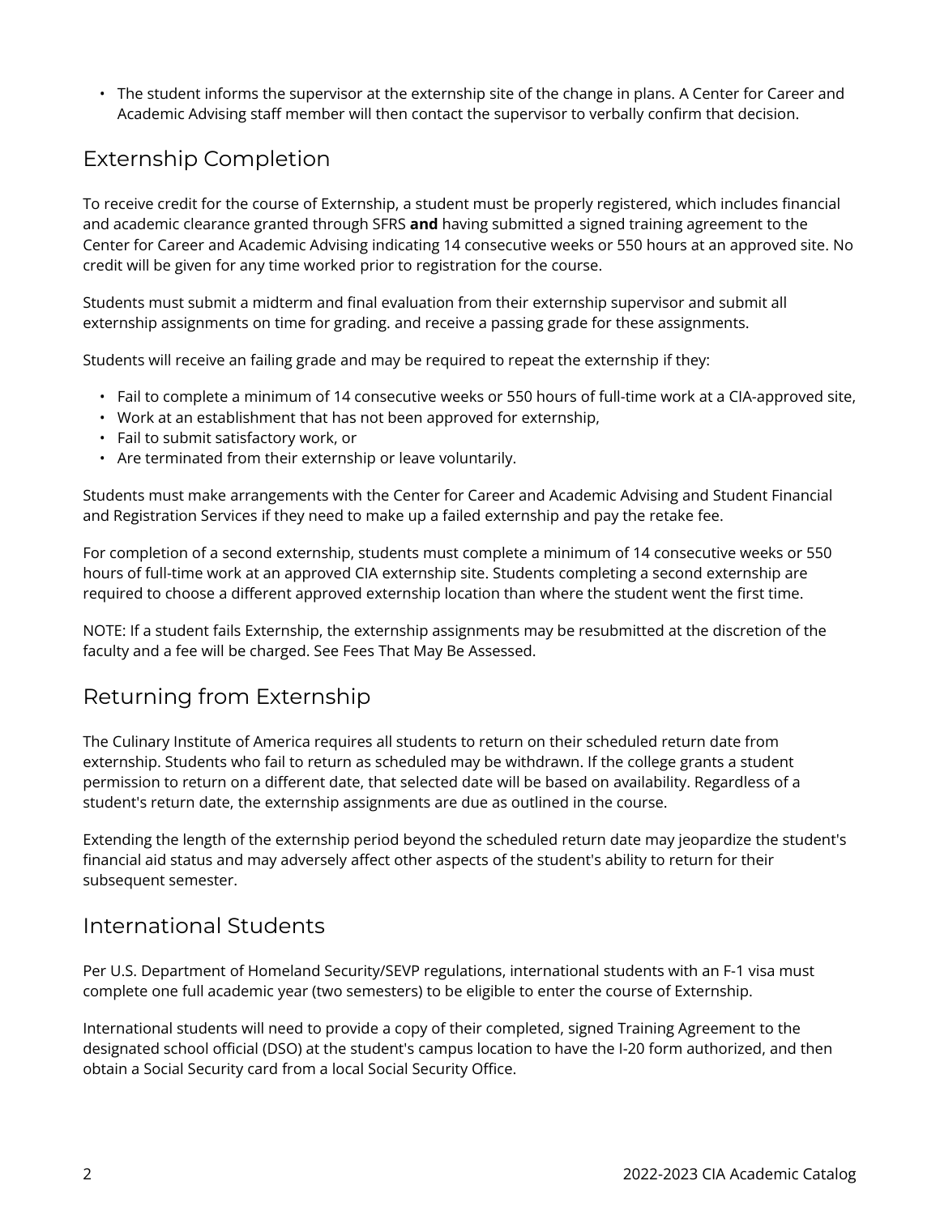- The student informs the supervisor at the externship site of the change in plans. A Center for Career and Academic Advising staff member will then contact the supervisor to verbally confirm that decision.

## Externship Completion

To receive credit for the course of Externship, a student must be properly registered, which includes financial and academic clearance granted through SFRS **and** having submitted a signed training agreement to the Center for Career and Academic Advising indicating 14 consecutive weeks or 550 hours at an approved site. No credit will be given for any time worked prior to registration for the course.

Students must submit a midterm and final evaluation from their externship supervisor and submit all externship assignments on time for grading. and receive a passing grade for these assignments.

Students will receive an failing grade and may be required to repeat the externship if they:

- Fail to complete a minimum of 14 consecutive weeks or 550 hours of full-time work at a CIA-approved site,
- Work at an establishment that has not been approved for externship,
- Fail to submit satisfactory work, or
- Are terminated from their externship or leave voluntarily.

Students must make arrangements with the Center for Career and Academic Advising and Student Financial and Registration Services if they need to make up a failed externship and pay the retake fee.

For completion of a second externship, students must complete a minimum of 14 consecutive weeks or 550 hours of full-time work at an approved CIA externship site. Students completing a second externship are required to choose a different approved externship location than where the student went the first time.

NOTE: If a student fails Externship, the externship assignments may be resubmitted at the discretion of the faculty and a fee will be charged. See Fees That May Be Assessed.

## Returning from Externship

The Culinary Institute of America requires all students to return on their scheduled return date from externship. Students who fail to return as scheduled may be withdrawn. If the college grants a student permission to return on a different date, that selected date will be based on availability. Regardless of a student's return date, the externship assignments are due as outlined in the course.

Extending the length of the externship period beyond the scheduled return date may jeopardize the student's financial aid status and may adversely affect other aspects of the student's ability to return for their subsequent semester.

## International Students

Per U.S. Department of Homeland Security/SEVP regulations, international students with an F-1 visa must complete one full academic year (two semesters) to be eligible to enter the course of Externship.

International students will need to provide a copy of their completed, signed Training Agreement to the designated school official (DSO) at the student's campus location to have the I-20 form authorized, and then obtain a Social Security card from a local Social Security Office.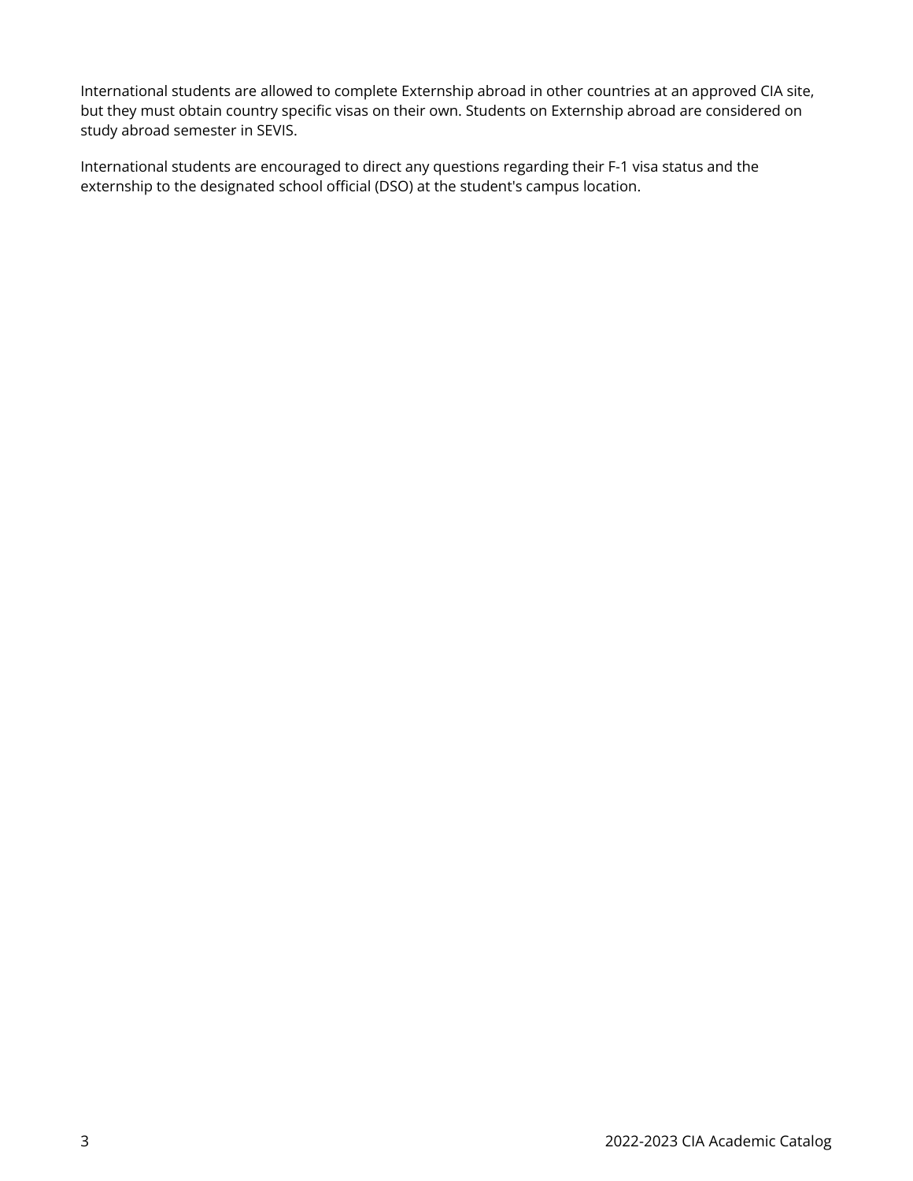International students are allowed to complete Externship abroad in other countries at an approved CIA site, but they must obtain country specific visas on their own. Students on Externship abroad are considered on study abroad semester in SEVIS.

International students are encouraged to direct any questions regarding their F-1 visa status and the externship to the designated school official (DSO) at the student's campus location.